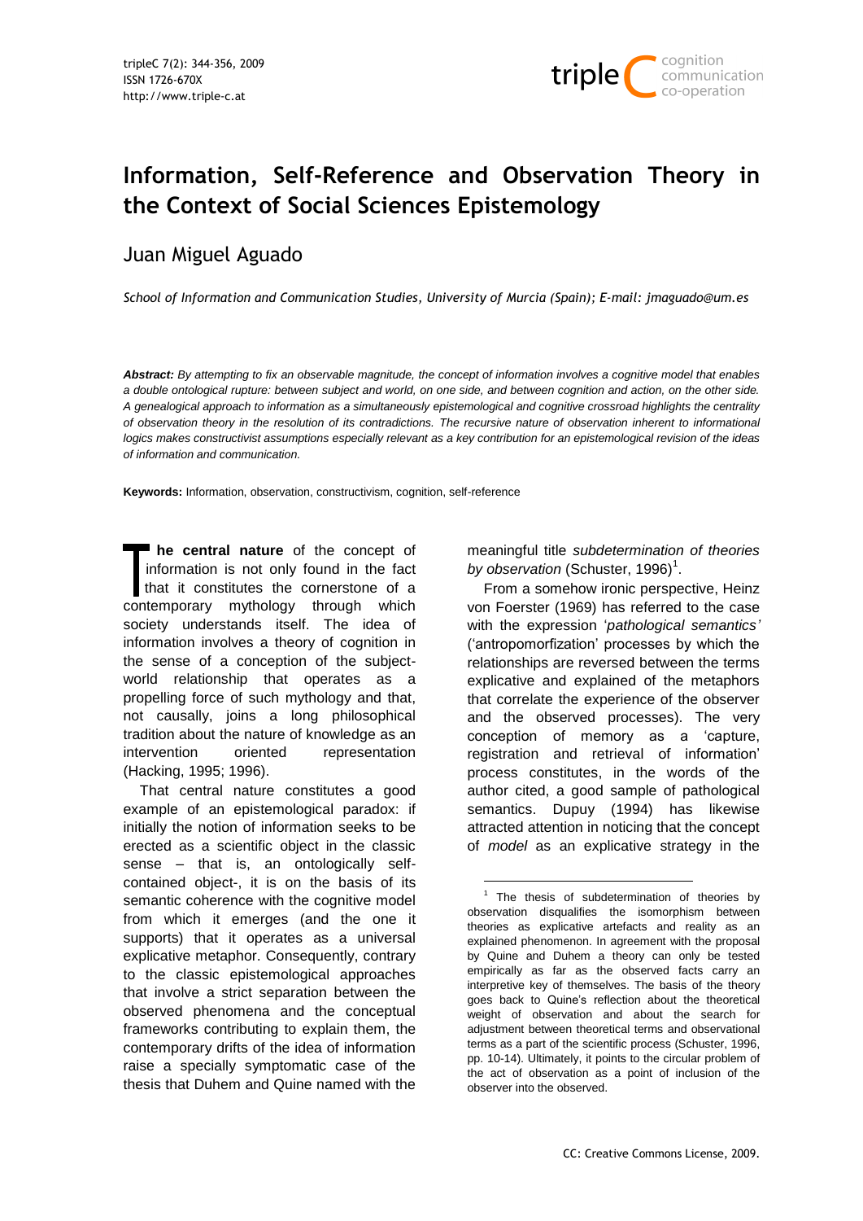# Information, Self-Reference and Observation Theory in the Context of Social Sciences Epistemology

Juan Miguel Aguado

*School of Information and Communication Studies, University of Murcia (Spain); E-mail: jmaguado@um.es*

***Abstract:*** *By attempting to fix an observable magnitude, the concept of information involves a cognitive model that enables a double ontological rupture: between subject and world, on one side, and between cognition and action, on the other side. A genealogical approach to information as a simultaneously epistemological and cognitive crossroad highlights the centrality of observation theory in the resolution of its contradictions. The recursive nature of observation inherent to informational logics makes constructivist assumptions especially relevant as a key contribution for an epistemological revision of the ideas of information and communication.*

**Keywords:** Information, observation, constructivism, cognition, self-reference

**The central nature** of the concept of information is not only found in the fact that it constitutes the cornerstone of a contemporary mythology through which society understands itself. The idea of information involves a theory of cognition in the sense of a conception of the subject-world relationship that operates as a propelling force of such mythology and that, not causally, joins a long philosophical tradition about the nature of knowledge as an intervention oriented representation (Hacking, 1995; 1996).

That central nature constitutes a good example of an epistemological paradox: if initially the notion of information seeks to be erected as a scientific object in the classic sense – that is, an ontologically self-contained object-, it is on the basis of its semantic coherence with the cognitive model from which it emerges (and the one it supports) that it operates as a universal explicative metaphor. Consequently, contrary to the classic epistemological approaches that involve a strict separation between the observed phenomena and the conceptual frameworks contributing to explain them, the contemporary drifts of the idea of information raise a specially symptomatic case of the thesis that Duhem and Quine named with the meaningful title *subdetermination of theories by observation* (Schuster, 1996)[1].

From a somehow ironic perspective, Heinz von Foerster (1969) has referred to the case with the expression '*pathological semantics'* ('antropomorfization' processes by which the relationships are reversed between the terms explicative and explained of the metaphors that correlate the experience of the observer and the observed processes). The very conception of memory as a 'capture, registration and retrieval of information' process constitutes, in the words of the author cited, a good sample of pathological semantics. Dupuy (1994) has likewise attracted attention in noticing that the concept of *model* as an explicative strategy in the

[1] The thesis of subdetermination of theories by observation disqualifies the isomorphism between theories as explicative artefacts and reality as an explained phenomenon. In agreement with the proposal by Quine and Duhem a theory can only be tested empirically as far as the observed facts carry an interpretive key of themselves. The basis of the theory goes back to Quine's reflection about the theoretical weight of observation and about the search for adjustment between theoretical terms and observational terms as a part of the scientific process (Schuster, 1996, pp. 10-14). Ultimately, it points to the circular problem of the act of observation as a point of inclusion of the observer into the observed.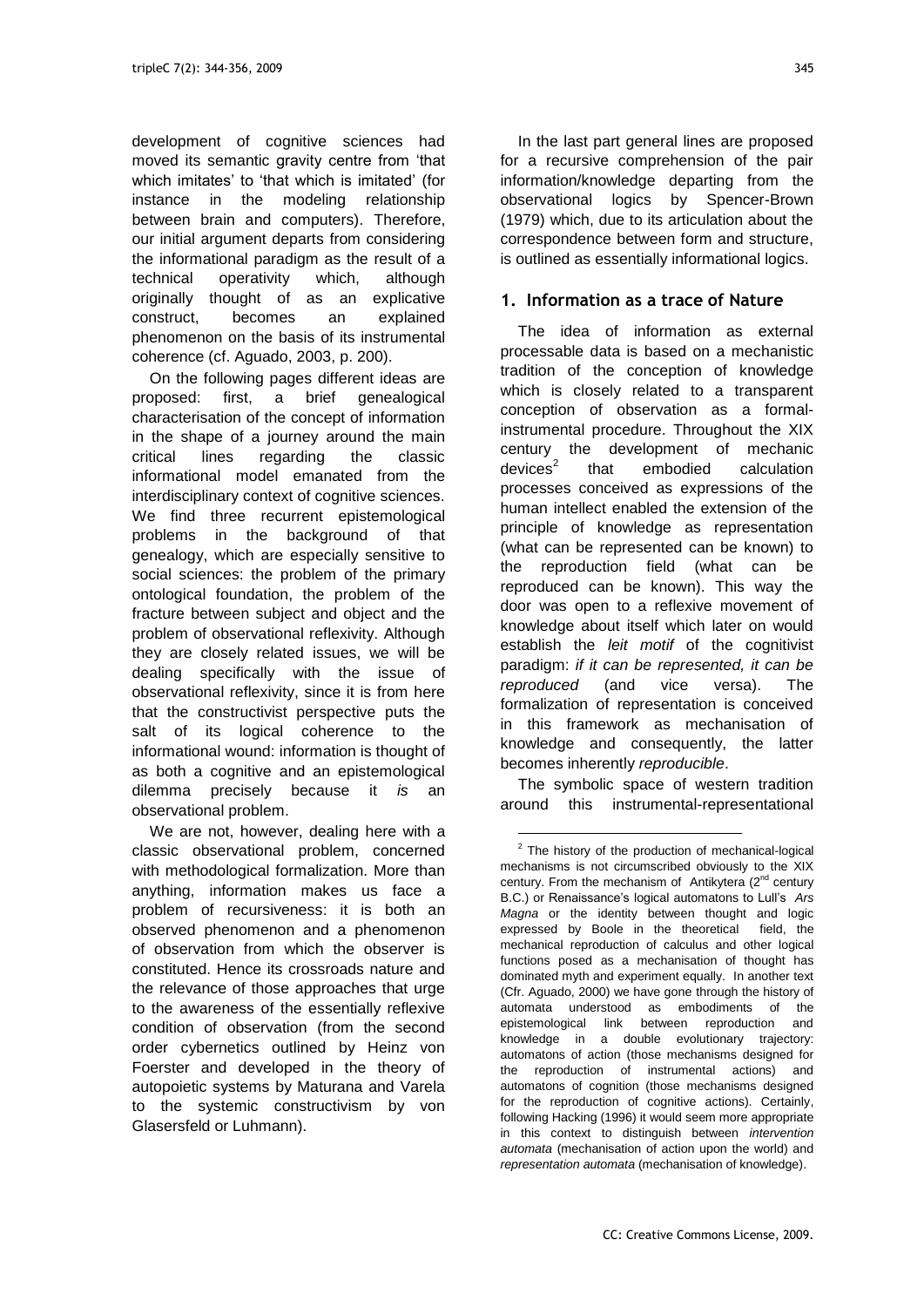development of cognitive sciences had moved its semantic gravity centre from 'that which imitates' to 'that which is imitated' (for instance in the modeling relationship between brain and computers). Therefore, our initial argument departs from considering the informational paradigm as the result of a technical operativity which, although originally thought of as an explicative construct, becomes an explained phenomenon on the basis of its instrumental coherence (cf. Aguado, 2003, p. 200).

On the following pages different ideas are proposed: first, a brief genealogical characterisation of the concept of information in the shape of a journey around the main critical lines regarding the classic informational model emanated from the interdisciplinary context of cognitive sciences. We find three recurrent epistemological problems in the background of that genealogy, which are especially sensitive to social sciences: the problem of the primary ontological foundation, the problem of the fracture between subject and object and the problem of observational reflexivity. Although they are closely related issues, we will be dealing specifically with the issue of observational reflexivity, since it is from here that the constructivist perspective puts the salt of its logical coherence to the informational wound: information is thought of as both a cognitive and an epistemological dilemma precisely because it *is* an observational problem.

We are not, however, dealing here with a classic observational problem, concerned with methodological formalization. More than anything, information makes us face a problem of recursiveness: it is both an observed phenomenon and a phenomenon of observation from which the observer is constituted. Hence its crossroads nature and the relevance of those approaches that urge to the awareness of the essentially reflexive condition of observation (from the second order cybernetics outlined by Heinz von Foerster and developed in the theory of autopoietic systems by Maturana and Varela to the systemic constructivism by von Glasersfeld or Luhmann).

In the last part general lines are proposed for a recursive comprehension of the pair information/knowledge departing from the observational logics by Spencer-Brown (1979) which, due to its articulation about the correspondence between form and structure, is outlined as essentially informational logics.

## 1. Information as a trace of Nature

The idea of information as external processable data is based on a mechanistic tradition of the conception of knowledge which is closely related to a transparent conception of observation as a formal-instrumental procedure. Throughout the XIX century the development of mechanic devices[2] that embodied calculation processes conceived as expressions of the human intellect enabled the extension of the principle of knowledge as representation (what can be represented can be known) to the reproduction field (what can be reproduced can be known). This way the door was open to a reflexive movement of knowledge about itself which later on would establish the *leit motif* of the cognitivist paradigm: *if it can be represented, it can be reproduced* (and vice versa). The formalization of representation is conceived in this framework as mechanisation of knowledge and consequently, the latter becomes inherently *reproducible*.

The symbolic space of western tradition around this instrumental-representational

[2] The history of the production of mechanical-logical mechanisms is not circumscribed obviously to the XIX century. From the mechanism of Antikytera (2nd century B.C.) or Renaissance's logical automatons to Lull's *Ars Magna* or the identity between thought and logic expressed by Boole in the theoretical field, the mechanical reproduction of calculus and other logical functions posed as a mechanisation of thought has dominated myth and experiment equally. In another text (Cfr. Aguado, 2000) we have gone through the history of automata understood as embodiments of the epistemological link between reproduction and knowledge in a double evolutionary trajectory: automatons of action (those mechanisms designed for the reproduction of instrumental actions) and automatons of cognition (those mechanisms designed for the reproduction of cognitive actions). Certainly, following Hacking (1996) it would seem more appropriate in this context to distinguish between *intervention automata* (mechanisation of action upon the world) and *representation automata* (mechanisation of knowledge).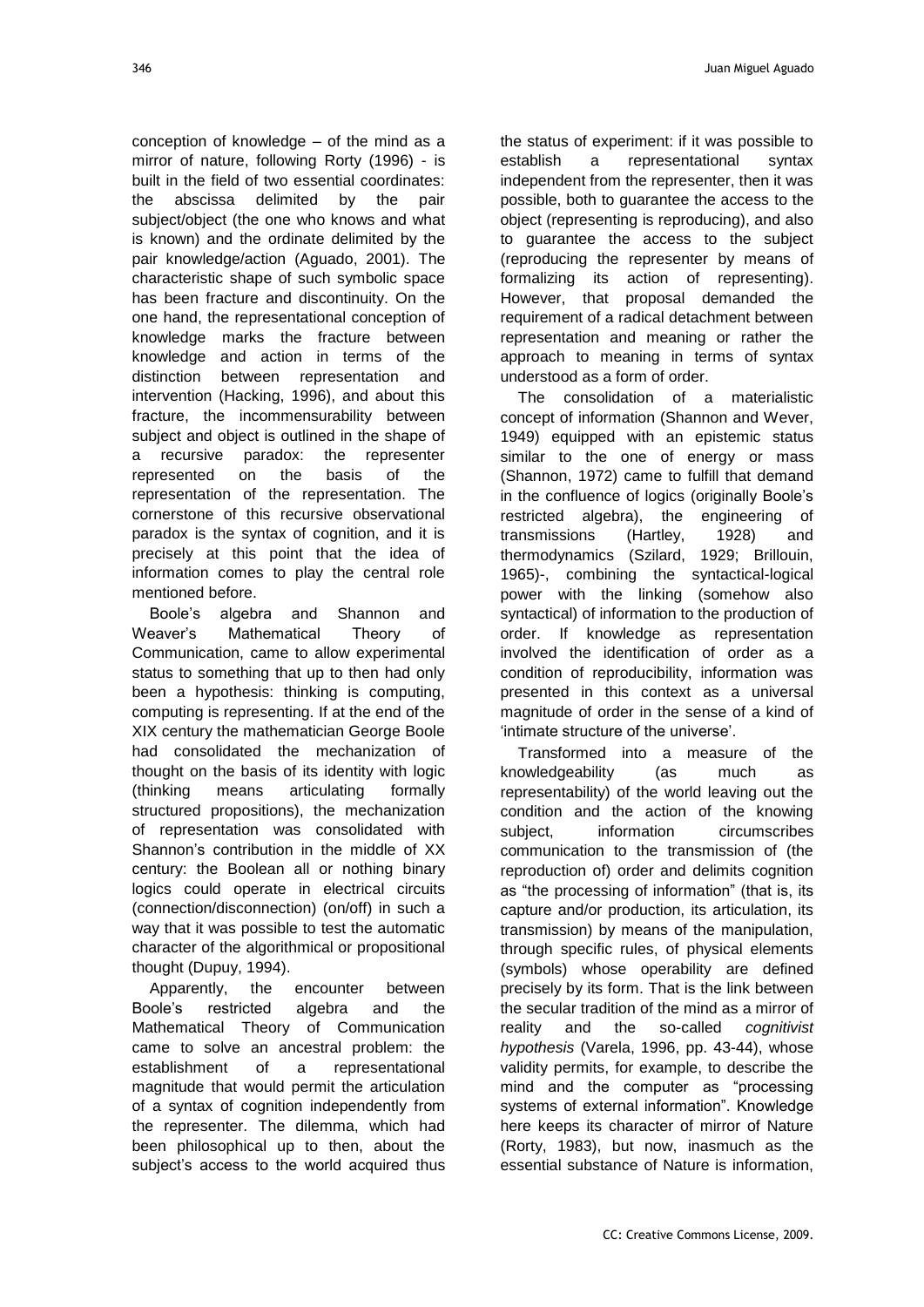conception of knowledge – of the mind as a mirror of nature, following Rorty (1996) - is built in the field of two essential coordinates: the abscissa delimited by the pair subject/object (the one who knows and what is known) and the ordinate delimited by the pair knowledge/action (Aguado, 2001). The characteristic shape of such symbolic space has been fracture and discontinuity. On the one hand, the representational conception of knowledge marks the fracture between knowledge and action in terms of the distinction between representation and intervention (Hacking, 1996), and about this fracture, the incommensurability between subject and object is outlined in the shape of a recursive paradox: the representer represented on the basis of the representation of the representation. The cornerstone of this recursive observational paradox is the syntax of cognition, and it is precisely at this point that the idea of information comes to play the central role mentioned before.

Boole's algebra and Shannon and Weaver's Mathematical Theory of Communication, came to allow experimental status to something that up to then had only been a hypothesis: thinking is computing, computing is representing. If at the end of the XIX century the mathematician George Boole had consolidated the mechanization of thought on the basis of its identity with logic (thinking means articulating formally structured propositions), the mechanization of representation was consolidated with Shannon's contribution in the middle of XX century: the Boolean all or nothing binary logics could operate in electrical circuits (connection/disconnection) (on/off) in such a way that it was possible to test the automatic character of the algorithmical or propositional thought (Dupuy, 1994).

Apparently, the encounter between Boole's restricted algebra and the Mathematical Theory of Communication came to solve an ancestral problem: the establishment of a representational magnitude that would permit the articulation of a syntax of cognition independently from the representer. The dilemma, which had been philosophical up to then, about the subject's access to the world acquired thus the status of experiment: if it was possible to establish a representational syntax independent from the representer, then it was possible, both to guarantee the access to the object (representing is reproducing), and also to guarantee the access to the subject (reproducing the representer by means of formalizing its action of representing). However, that proposal demanded the requirement of a radical detachment between representation and meaning or rather the approach to meaning in terms of syntax understood as a form of order.

The consolidation of a materialistic concept of information (Shannon and Wever, 1949) equipped with an epistemic status similar to the one of energy or mass (Shannon, 1972) came to fulfill that demand in the confluence of logics (originally Boole's restricted algebra), the engineering of transmissions (Hartley, 1928) and thermodynamics (Szilard, 1929; Brillouin, 1965)-, combining the syntactical-logical power with the linking (somehow also syntactical) of information to the production of order. If knowledge as representation involved the identification of order as a condition of reproducibility, information was presented in this context as a universal magnitude of order in the sense of a kind of 'intimate structure of the universe'.

Transformed into a measure of the knowledgeability (as much as representability) of the world leaving out the condition and the action of the knowing subject, information circumscribes communication to the transmission of (the reproduction of) order and delimits cognition as "the processing of information" (that is, its capture and/or production, its articulation, its transmission) by means of the manipulation, through specific rules, of physical elements (symbols) whose operability are defined precisely by its form. That is the link between the secular tradition of the mind as a mirror of reality and the so-called *cognitivist hypothesis* (Varela, 1996, pp. 43-44), whose validity permits, for example, to describe the mind and the computer as "processing systems of external information". Knowledge here keeps its character of mirror of Nature (Rorty, 1983), but now, inasmuch as the essential substance of Nature is information,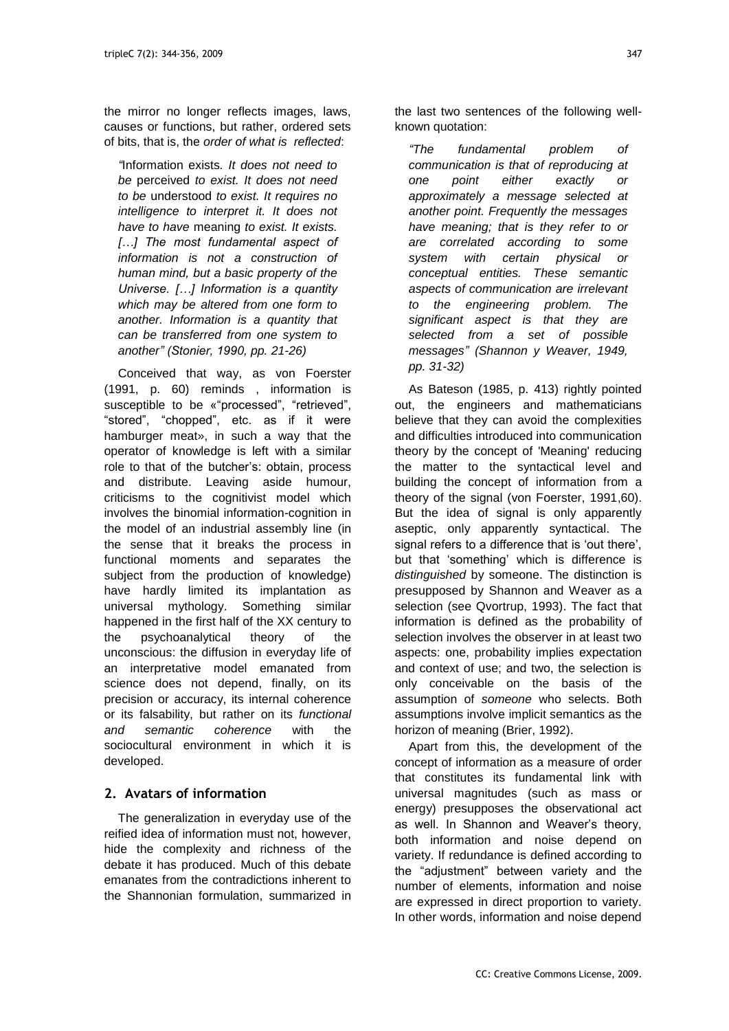the mirror no longer reflects images, laws, causes or functions, but rather, ordered sets of bits, that is, the *order of what is reflected*:

> *"*Information exists*. It does not need to be* perceived *to exist. It does not need to be* understood *to exist. It requires no intelligence to interpret it. It does not have to have* meaning *to exist. It exists. […] The most fundamental aspect of information is not a construction of human mind, but a basic property of the Universe. […] Information is a quantity which may be altered from one form to another. Information is a quantity that can be transferred from one system to another" (Stonier, 1990, pp. 21-26)*

Conceived that way, as von Foerster (1991, p. 60) reminds , information is susceptible to be «"processed", "retrieved", "stored", "chopped", etc. as if it were hamburger meat», in such a way that the operator of knowledge is left with a similar role to that of the butcher's: obtain, process and distribute. Leaving aside humour, criticisms to the cognitivist model which involves the binomial information-cognition in the model of an industrial assembly line (in the sense that it breaks the process in functional moments and separates the subject from the production of knowledge) have hardly limited its implantation as universal mythology. Something similar happened in the first half of the XX century to the psychoanalytical theory of the unconscious: the diffusion in everyday life of an interpretative model emanated from science does not depend, finally, on its precision or accuracy, its internal coherence or its falsability, but rather on its *functional and semantic coherence* with the sociocultural environment in which it is developed.

## 2. Avatars of information

The generalization in everyday use of the reified idea of information must not, however, hide the complexity and richness of the debate it has produced. Much of this debate emanates from the contradictions inherent to the Shannonian formulation, summarized in the last two sentences of the following well-known quotation:

> *"The fundamental problem of communication is that of reproducing at one point either exactly or approximately a message selected at another point. Frequently the messages have meaning; that is they refer to or are correlated according to some system with certain physical or conceptual entities. These semantic aspects of communication are irrelevant to the engineering problem. The significant aspect is that they are selected from a set of possible messages" (Shannon y Weaver, 1949, pp. 31-32)*

As Bateson (1985, p. 413) rightly pointed out, the engineers and mathematicians believe that they can avoid the complexities and difficulties introduced into communication theory by the concept of 'Meaning' reducing the matter to the syntactical level and building the concept of information from a theory of the signal (von Foerster, 1991,60). But the idea of signal is only apparently aseptic, only apparently syntactical. The signal refers to a difference that is 'out there', but that 'something' which is difference is *distinguished* by someone. The distinction is presupposed by Shannon and Weaver as a selection (see Qvortrup, 1993). The fact that information is defined as the probability of selection involves the observer in at least two aspects: one, probability implies expectation and context of use; and two, the selection is only conceivable on the basis of the assumption of *someone* who selects. Both assumptions involve implicit semantics as the horizon of meaning (Brier, 1992).

Apart from this, the development of the concept of information as a measure of order that constitutes its fundamental link with universal magnitudes (such as mass or energy) presupposes the observational act as well. In Shannon and Weaver's theory, both information and noise depend on variety. If redundance is defined according to the "adjustment" between variety and the number of elements, information and noise are expressed in direct proportion to variety. In other words, information and noise depend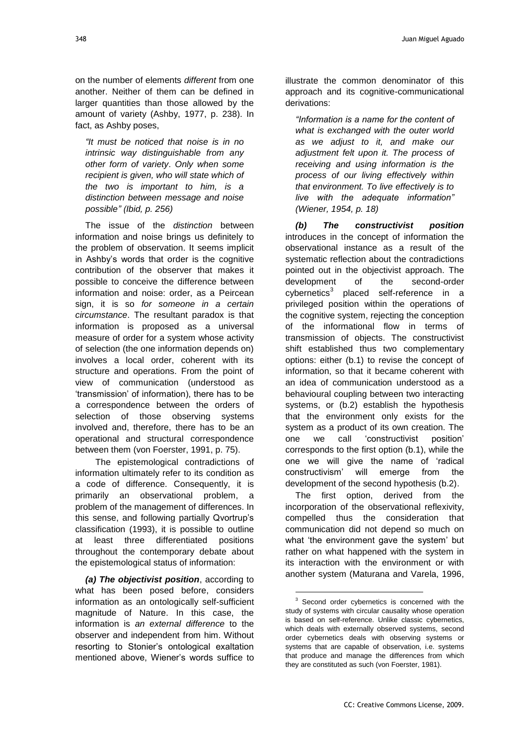on the number of elements *different* from one another. Neither of them can be defined in larger quantities than those allowed by the amount of variety (Ashby, 1977, p. 238). In fact, as Ashby poses,

> *"It must be noticed that noise is in no intrinsic way distinguishable from any other form of variety. Only when some recipient is given, who will state which of the two is important to him, is a distinction between message and noise possible" (Ibid, p. 256)*

The issue of the *distinction* between information and noise brings us definitely to the problem of observation. It seems implicit in Ashby's words that order is the cognitive contribution of the observer that makes it possible to conceive the difference between information and noise: order, as a Peircean sign, it is so *for someone in a certain circumstance*. The resultant paradox is that information is proposed as a universal measure of order for a system whose activity of selection (the one information depends on) involves a local order, coherent with its structure and operations. From the point of view of communication (understood as 'transmission' of information), there has to be a correspondence between the orders of selection of those observing systems involved and, therefore, there has to be an operational and structural correspondence between them (von Foerster, 1991, p. 75).

The epistemological contradictions of information ultimately refer to its condition as a code of difference. Consequently, it is primarily an observational problem, a problem of the management of differences. In this sense, and following partially Qvortrup's classification (1993), it is possible to outline at least three differentiated positions throughout the contemporary debate about the epistemological status of information:

***(a) The objectivist position***, according to what has been posed before, considers information as an ontologically self-sufficient magnitude of Nature. In this case, the information is *an external difference* to the observer and independent from him. Without resorting to Stonier's ontological exaltation mentioned above, Wiener's words suffice to illustrate the common denominator of this approach and its cognitive-communicational derivations:

> *"Information is a name for the content of what is exchanged with the outer world as we adjust to it, and make our adjustment felt upon it. The process of receiving and using information is the process of our living effectively within that environment. To live effectively is to live with the adequate information" (Wiener, 1954, p. 18)*

***(b) The constructivist position*** introduces in the concept of information the observational instance as a result of the systematic reflection about the contradictions pointed out in the objectivist approach. The development of the second-order cybernetics[3] placed self-reference in a privileged position within the operations of the cognitive system, rejecting the conception of the informational flow in terms of transmission of objects. The constructivist shift established thus two complementary options: either (b.1) to revise the concept of information, so that it became coherent with an idea of communication understood as a behavioural coupling between two interacting systems, or (b.2) establish the hypothesis that the environment only exists for the system as a product of its own creation. The one we call 'constructivist position' corresponds to the first option (b.1), while the one we will give the name of 'radical constructivism' will emerge from the development of the second hypothesis (b.2).

The first option, derived from the incorporation of the observational reflexivity, compelled thus the consideration that communication did not depend so much on what 'the environment gave the system' but rather on what happened with the system in its interaction with the environment or with another system (Maturana and Varela, 1996,

---

[3] Second order cybernetics is concerned with the study of systems with circular causality whose operation is based on self-reference. Unlike classic cybernetics, which deals with externally observed systems, second order cybernetics deals with observing systems or systems that are capable of observation, i.e. systems that produce and manage the differences from which they are constituted as such (von Foerster, 1981).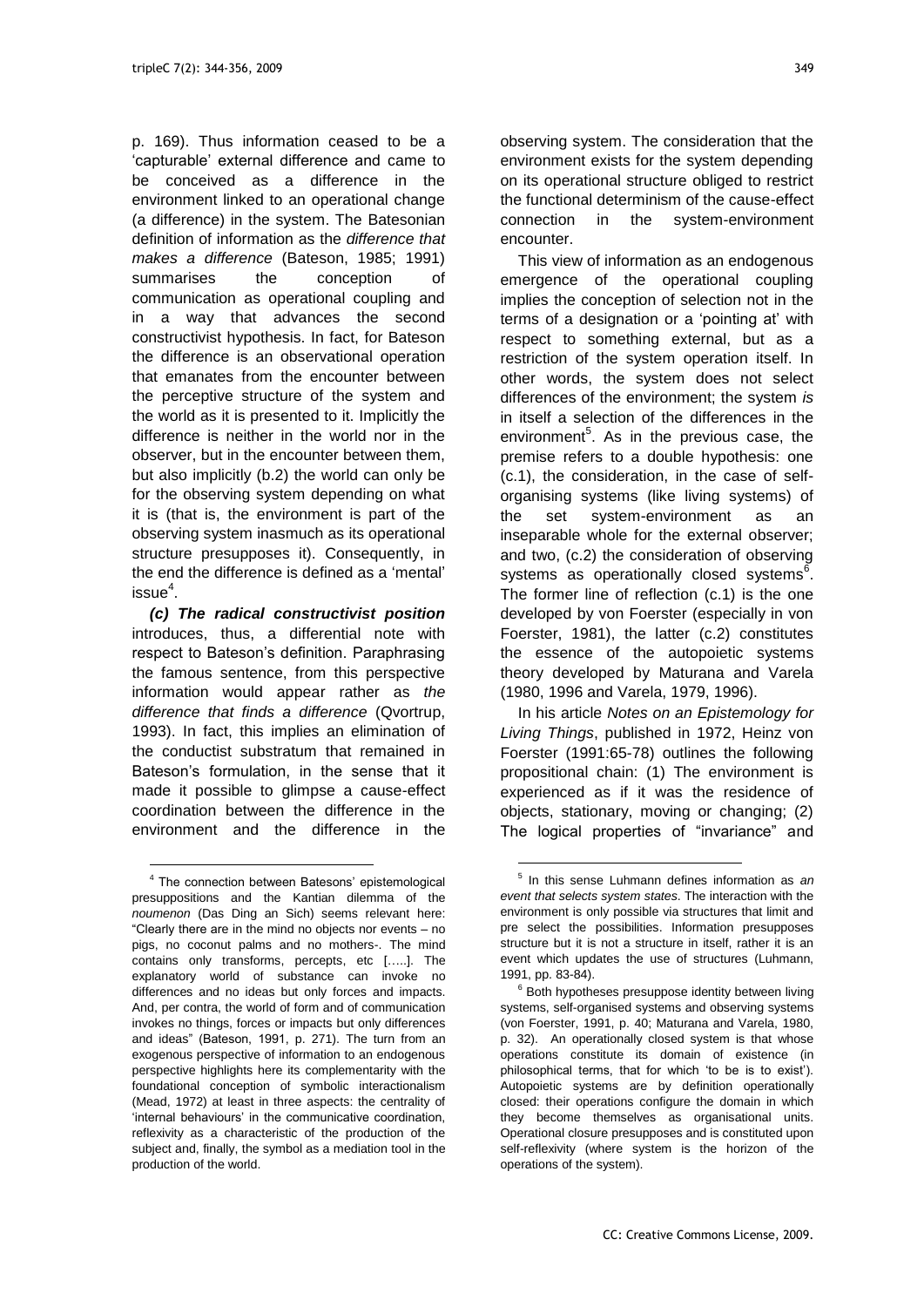p. 169). Thus information ceased to be a 'capturable' external difference and came to be conceived as a difference in the environment linked to an operational change (a difference) in the system. The Batesonian definition of information as the *difference that makes a difference* (Bateson, 1985; 1991) summarises the conception of communication as operational coupling and in a way that advances the second constructivist hypothesis. In fact, for Bateson the difference is an observational operation that emanates from the encounter between the perceptive structure of the system and the world as it is presented to it. Implicitly the difference is neither in the world nor in the observer, but in the encounter between them, but also implicitly (b.2) the world can only be for the observing system depending on what it is (that is, the environment is part of the observing system inasmuch as its operational structure presupposes it). Consequently, in the end the difference is defined as a 'mental' issue[4].

***(c) The radical constructivist position*** introduces, thus, a differential note with respect to Bateson's definition. Paraphrasing the famous sentence, from this perspective information would appear rather as *the difference that finds a difference* (Qvortrup, 1993). In fact, this implies an elimination of the conductist substratum that remained in Bateson's formulation, in the sense that it made it possible to glimpse a cause-effect coordination between the difference in the environment and the difference in the observing system. The consideration that the environment exists for the system depending on its operational structure obliged to restrict the functional determinism of the cause-effect connection in the system-environment encounter.

This view of information as an endogenous emergence of the operational coupling implies the conception of selection not in the terms of a designation or a 'pointing at' with respect to something external, but as a restriction of the system operation itself. In other words, the system does not select differences of the environment; the system *is* in itself a selection of the differences in the environment[5]. As in the previous case, the premise refers to a double hypothesis: one (c.1), the consideration, in the case of self-organising systems (like living systems) of the set system-environment as an inseparable whole for the external observer; and two, (c.2) the consideration of observing systems as operationally closed systems[6]. The former line of reflection (c.1) is the one developed by von Foerster (especially in von Foerster, 1981), the latter (c.2) constitutes the essence of the autopoietic systems theory developed by Maturana and Varela (1980, 1996 and Varela, 1979, 1996).

In his article *Notes on an Epistemology for Living Things*, published in 1972, Heinz von Foerster (1991:65-78) outlines the following propositional chain: (1) The environment is experienced as if it was the residence of objects, stationary, moving or changing; (2) The logical properties of "invariance" and

---

[4] The connection between Batesons' epistemological presuppositions and the Kantian dilemma of the *noumenon* (Das Ding an Sich) seems relevant here: "Clearly there are in the mind no objects nor events – no pigs, no coconut palms and no mothers-. The mind contains only transforms, percepts, etc [.....]. The explanatory world of substance can invoke no differences and no ideas but only forces and impacts. And, per contra, the world of form and of communication invokes no things, forces or impacts but only differences and ideas" (Bateson, 1991, p. 271). The turn from an exogenous perspective of information to an endogenous perspective highlights here its complementarity with the foundational conception of symbolic interactionalism (Mead, 1972) at least in three aspects: the centrality of 'internal behaviours' in the communicative coordination, reflexivity as a characteristic of the production of the subject and, finally, the symbol as a mediation tool in the production of the world.

[5] In this sense Luhmann defines information as *an event that selects system states*. The interaction with the environment is only possible via structures that limit and pre select the possibilities. Information presupposes structure but it is not a structure in itself, rather it is an event which updates the use of structures (Luhmann, 1991, pp. 83-84).

[6] Both hypotheses presuppose identity between living systems, self-organised systems and observing systems (von Foerster, 1991, p. 40; Maturana and Varela, 1980, p. 32). An operationally closed system is that whose operations constitute its domain of existence (in philosophical terms, that for which 'to be is to exist'). Autopoietic systems are by definition operationally closed: their operations configure the domain in which they become themselves as organisational units. Operational closure presupposes and is constituted upon self-reflexivity (where system is the horizon of the operations of the system).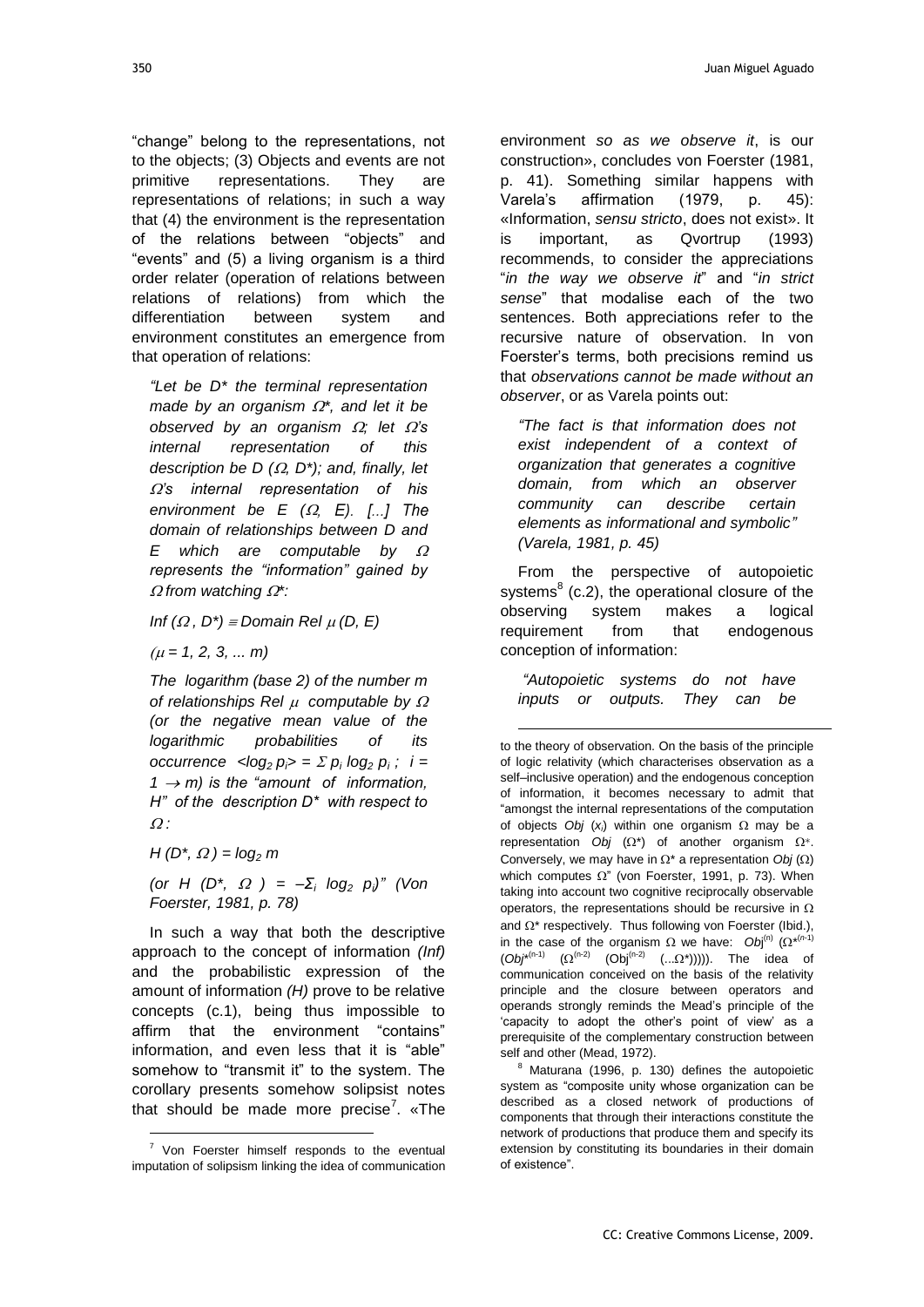"change" belong to the representations, not to the objects; (3) Objects and events are not primitive representations. They are representations of relations; in such a way that (4) the environment is the representation of the relations between "objects" and "events" and (5) a living organism is a third order relater (operation of relations between relations of relations) from which the differentiation between system and environment constitutes an emergence from that operation of relations:

> *"Let be D\* the terminal representation made by an organism $\Omega^*$, and let it be observed by an organism $\Omega$; let $\Omega$'s internal representation of this description be D ($\Omega$, D\*); and, finally, let $\Omega$'s internal representation of his environment be E ($\Omega$, E). [...] The domain of relationships between D and E which are computable by $\Omega$ represents the "information" gained by $\Omega$ from watching $\Omega^*$:*
>
> $Inf\ (\Omega, D^*) \equiv Domain\ Rel\ \mu\ (D, E)$
>
> $(\mu = 1, 2, 3, \ldots m)$
>
> *The logarithm (base 2) of the number m of relationships Rel $\mu$ computable by $\Omega$ (or the negative mean value of the logarithmic probabilities of its occurrence $<\log_2 p_i> = \Sigma\, p_i \log_2 p_i$ ; $i = 1 \rightarrow m$) is the "amount of information, H" of the description D\* with respect to $\Omega$:*
>
> $H\ (D^*, \Omega) = \log_2 m$
>
> *(or $H\ (D^*, \Omega) = -\Sigma_i \log_2 p_i$)" (Von Foerster, 1981, p. 78)*

In such a way that both the descriptive approach to the concept of information *(Inf)* and the probabilistic expression of the amount of information *(H)* prove to be relative concepts (c.1), being thus impossible to affirm that the environment "contains" information, and even less that it is "able" somehow to "transmit it" to the system. The corollary presents somehow solipsist notes that should be made more precise[7]. «The environment *so as we observe it*, is our construction», concludes von Foerster (1981, p. 41). Something similar happens with Varela's affirmation (1979, p. 45): «Information, *sensu stricto*, does not exist». It is important, as Qvortrup (1993) recommends, to consider the appreciations "*in the way we observe it*" and "*in strict sense*" that modalise each of the two sentences. Both appreciations refer to the recursive nature of observation. In von Foerster's terms, both precisions remind us that *observations cannot be made without an observer*, or as Varela points out:

> *"The fact is that information does not exist independent of a context of organization that generates a cognitive domain, from which an observer community can describe certain elements as informational and symbolic" (Varela, 1981, p. 45)*

From the perspective of autopoietic systems[8] (c.2), the operational closure of the observing system makes a logical requirement from that endogenous conception of information:

> *"Autopoietic systems do not have inputs or outputs. They can be*

---

[7] Von Foerster himself responds to the eventual imputation of solipsism linking the idea of communication to the theory of observation. On the basis of the principle of logic relativity (which characterises observation as a self–inclusive operation) and the endogenous conception of information, it becomes necessary to admit that "amongst the internal representations of the computation of objects *Obj* ($x_i$) within one organism $\Omega$ may be a representation *Obj* ($\Omega^*$) of another organism $\Omega^*$. Conversely, we may have in $\Omega^*$ a representation *Obj* ($\Omega$) which computes $\Omega$" (von Foerster, 1991, p. 73). When taking into account two cognitive reciprocally observable operators, the representations should be recursive in $\Omega$ and $\Omega^*$ respectively. Thus following von Foerster (Ibid.), in the case of the organism $\Omega$ we have: $Obj^{(n)}\ (\Omega^{*(n-1)}\ (Obj^{*(n-1)}\ (\Omega^{(n-2)}\ (Obj^{(n-2)}\ (\ldots\Omega^*)))))$. The idea of communication conceived on the basis of the relativity principle and the closure between operators and operands strongly reminds the Mead's principle of the 'capacity to adopt the other's point of view' as a prerequisite of the complementary construction between self and other (Mead, 1972).

[8] Maturana (1996, p. 130) defines the autopoietic system as "composite unity whose organization can be described as a closed network of productions of components that through their interactions constitute the network of productions that produce them and specify its extension by constituting its boundaries in their domain of existence".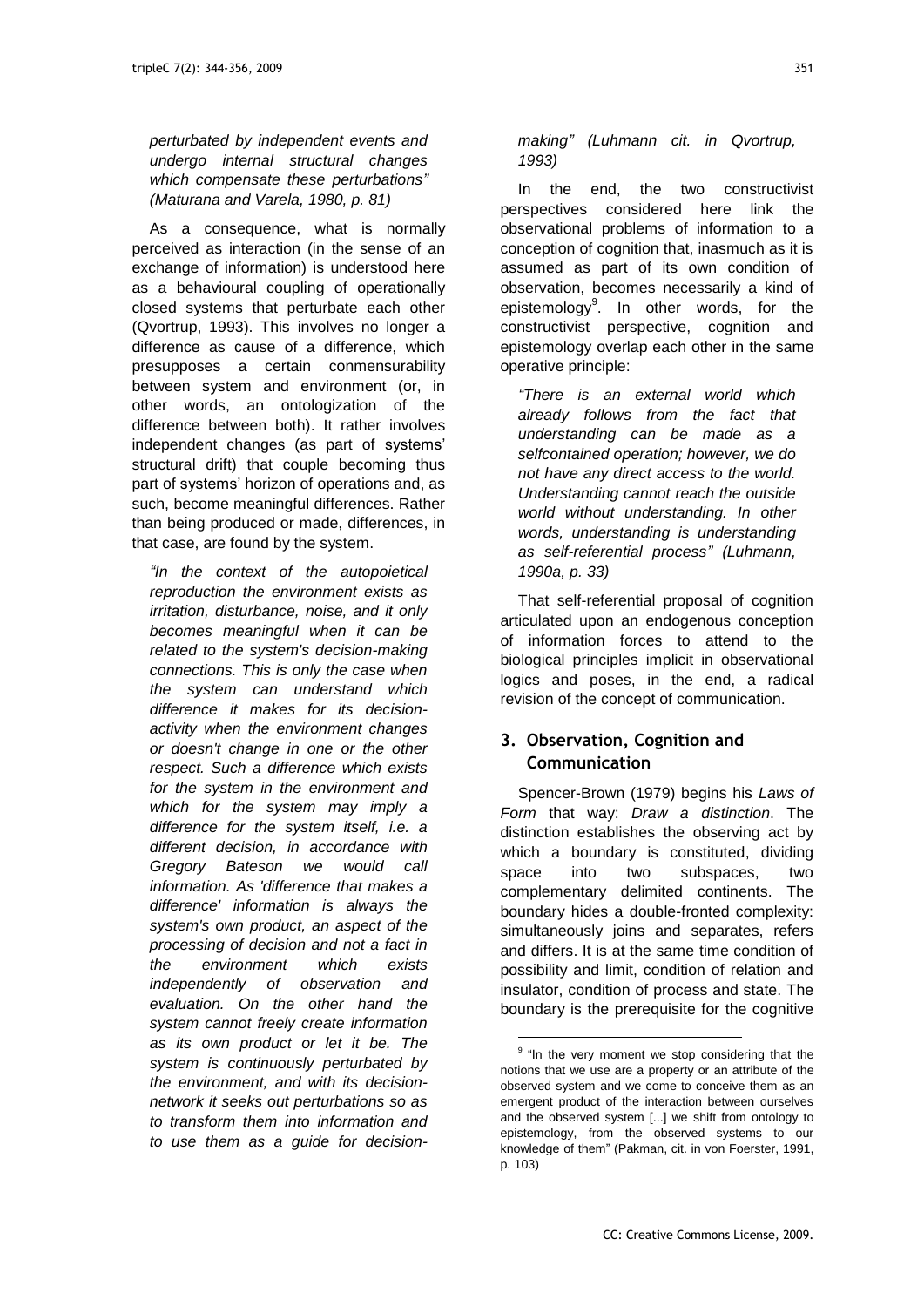*perturbated by independent events and undergo internal structural changes which compensate these perturbations" (Maturana and Varela, 1980, p. 81)*

As a consequence, what is normally perceived as interaction (in the sense of an exchange of information) is understood here as a behavioural coupling of operationally closed systems that perturbate each other (Qvortrup, 1993). This involves no longer a difference as cause of a difference, which presupposes a certain conmensurability between system and environment (or, in other words, an ontologization of the difference between both). It rather involves independent changes (as part of systems' structural drift) that couple becoming thus part of systems' horizon of operations and, as such, become meaningful differences. Rather than being produced or made, differences, in that case, are found by the system.

*"In the context of the autopoietical reproduction the environment exists as irritation, disturbance, noise, and it only becomes meaningful when it can be related to the system's decision-making connections. This is only the case when the system can understand which difference it makes for its decision-activity when the environment changes or doesn't change in one or the other respect. Such a difference which exists for the system in the environment and which for the system may imply a difference for the system itself, i.e. a different decision, in accordance with Gregory Bateson we would call information. As 'difference that makes a difference' information is always the system's own product, an aspect of the processing of decision and not a fact in the environment which exists independently of observation and evaluation. On the other hand the system cannot freely create information as its own product or let it be. The system is continuously perturbated by the environment, and with its decision-network it seeks out perturbations so as to transform them into information and to use them as a guide for decision-making" (Luhmann cit. in Qvortrup, 1993)*

In the end, the two constructivist perspectives considered here link the observational problems of information to a conception of cognition that, inasmuch as it is assumed as part of its own condition of observation, becomes necessarily a kind of epistemology[9]. In other words, for the constructivist perspective, cognition and epistemology overlap each other in the same operative principle:

*"There is an external world which already follows from the fact that understanding can be made as a selfcontained operation; however, we do not have any direct access to the world. Understanding cannot reach the outside world without understanding. In other words, understanding is understanding as self-referential process" (Luhmann, 1990a, p. 33)*

That self-referential proposal of cognition articulated upon an endogenous conception of information forces to attend to the biological principles implicit in observational logics and poses, in the end, a radical revision of the concept of communication.

## 3. Observation, Cognition and Communication

Spencer-Brown (1979) begins his *Laws of Form* that way: *Draw a distinction*. The distinction establishes the observing act by which a boundary is constituted, dividing space into two subspaces, two complementary delimited continents. The boundary hides a double-fronted complexity: simultaneously joins and separates, refers and differs. It is at the same time condition of possibility and limit, condition of relation and insulator, condition of process and state. The boundary is the prerequisite for the cognitive

---

[9] "In the very moment we stop considering that the notions that we use are a property or an attribute of the observed system and we come to conceive them as an emergent product of the interaction between ourselves and the observed system [...] we shift from ontology to epistemology, from the observed systems to our knowledge of them" (Pakman, cit. in von Foerster, 1991, p. 103)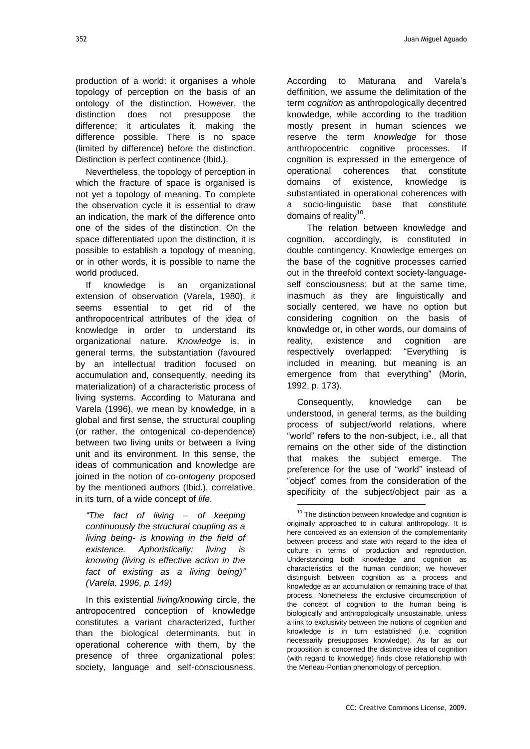production of a world: it organises a whole topology of perception on the basis of an ontology of the distinction. However, the distinction does not presuppose the difference; it articulates it, making the difference possible. There is no space (limited by difference) before the distinction. Distinction is perfect continence (Ibid.).

Nevertheless, the topology of perception in which the fracture of space is organised is not yet a topology of meaning. To complete the observation cycle it is essential to draw an indication, the mark of the difference onto one of the sides of the distinction. On the space differentiated upon the distinction, it is possible to establish a topology of meaning, or in other words, it is possible to name the world produced.

If knowledge is an organizational extension of observation (Varela, 1980), it seems essential to get rid of the anthropocentrical attributes of the idea of knowledge in order to understand its organizational nature. *Knowledge* is, in general terms, the substantiation (favoured by an intellectual tradition focused on accumulation and, consequently, needing its materialization) of a characteristic process of living systems. According to Maturana and Varela (1996), we mean by knowledge, in a global and first sense, the structural coupling (or rather, the ontogenical co-dependence) between two living units or between a living unit and its environment. In this sense, the ideas of communication and knowledge are joined in the notion of *co-ontogeny* proposed by the mentioned authors (Ibid.), correlative, in its turn, of a wide concept of *life*.

> *"The fact of living – of keeping continuously the structural coupling as a living being- is knowing in the field of existence. Aphoristically: living is knowing (living is effective action in the fact of existing as a living being)" (Varela, 1996, p. 149)*

In this existential *living/knowing* circle, the antropocentred conception of knowledge constitutes a variant characterized, further than the biological determinants, but in operational coherence with them, by the presence of three organizational poles: society, language and self-consciousness. According to Maturana and Varela's deffinition, we assume the delimitation of the term *cognition* as anthropologically decentred knowledge, while according to the tradition mostly present in human sciences we reserve the term *knowledge* for those anthropocentric cognitive processes. If cognition is expressed in the emergence of operational coherences that constitute domains of existence, knowledge is substantiated in operational coherences with a socio-linguistic base that constitute domains of reality[10].

The relation between knowledge and cognition, accordingly, is constituted in double contingency. Knowledge emerges on the base of the cognitive processes carried out in the threefold context society-language-self consciousness; but at the same time, inasmuch as they are linguistically and socially centered, we have no option but considering cognition on the basis of knowledge or, in other words, our domains of reality, existence and cognition are respectively overlapped: "Everything is included in meaning, but meaning is an emergence from that everything" (Morin, 1992, p. 173).

Consequently, knowledge can be understood, in general terms, as the building process of subject/world relations, where "world" refers to the non-subject, i.e., all that remains on the other side of the distinction that makes the subject emerge. The preference for the use of "world" instead of "object" comes from the consideration of the specificity of the subject/object pair as a

---

[10] The distinction between knowledge and cognition is originally approached to in cultural anthropology. It is here conceived as an extension of the complementarity between process and state with regard to the idea of culture in terms of production and reproduction. Understanding both knowledge and cognition as characteristics of the human condition; we however distinguish between cognition as a process and knowledge as an accumulation or remaining trace of that process. Nonetheless the exclusive circumscription of the concept of cognition to the human being is biologically and anthropologically unsustainable, unless a link to exclusivity between the notions of cognition and knowledge is in turn established (i.e. cognition necessarily presupposes knowledge). As far as our proposition is concerned the distinctive idea of cognition (with regard to knowledge) finds close relationship with the Merleau-Pontian phenomology of perception.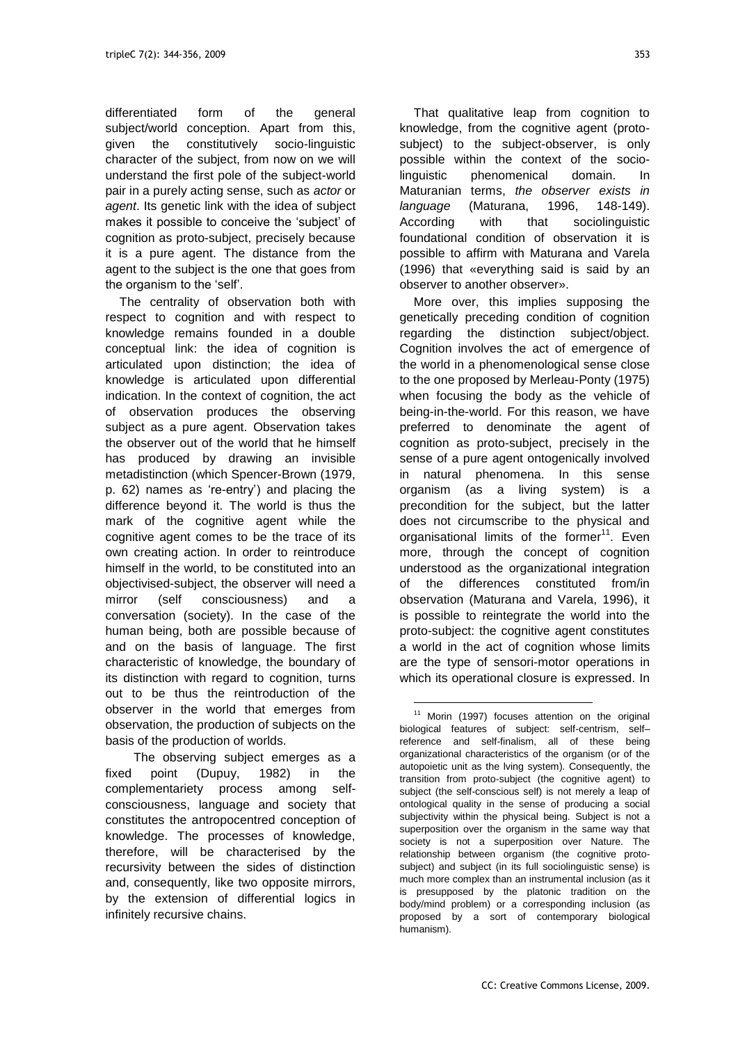differentiated form of the general subject/world conception. Apart from this, given the constitutively socio-linguistic character of the subject, from now on we will understand the first pole of the subject-world pair in a purely acting sense, such as *actor* or *agent*. Its genetic link with the idea of subject makes it possible to conceive the 'subject' of cognition as proto-subject, precisely because it is a pure agent. The distance from the agent to the subject is the one that goes from the organism to the 'self'.

The centrality of observation both with respect to cognition and with respect to knowledge remains founded in a double conceptual link: the idea of cognition is articulated upon distinction; the idea of knowledge is articulated upon differential indication. In the context of cognition, the act of observation produces the observing subject as a pure agent. Observation takes the observer out of the world that he himself has produced by drawing an invisible metadistinction (which Spencer-Brown (1979, p. 62) names as 're-entry') and placing the difference beyond it. The world is thus the mark of the cognitive agent while the cognitive agent comes to be the trace of its own creating action. In order to reintroduce himself in the world, to be constituted into an objectivised-subject, the observer will need a mirror (self consciousness) and a conversation (society). In the case of the human being, both are possible because of and on the basis of language. The first characteristic of knowledge, the boundary of its distinction with regard to cognition, turns out to be thus the reintroduction of the observer in the world that emerges from observation, the production of subjects on the basis of the production of worlds.

The observing subject emerges as a fixed point (Dupuy, 1982) in the complementariety process among self-consciousness, language and society that constitutes the antropocentred conception of knowledge. The processes of knowledge, therefore, will be characterised by the recursivity between the sides of distinction and, consequently, like two opposite mirrors, by the extension of differential logics in infinitely recursive chains.

That qualitative leap from cognition to knowledge, from the cognitive agent (proto-subject) to the subject-observer, is only possible within the context of the socio-linguistic phenomenical domain. In Maturanian terms, *the observer exists in language* (Maturana, 1996, 148-149). According with that sociolinguistic foundational condition of observation it is possible to affirm with Maturana and Varela (1996) that «everything said is said by an observer to another observer».

More over, this implies supposing the genetically preceding condition of cognition regarding the distinction subject/object. Cognition involves the act of emergence of the world in a phenomenological sense close to the one proposed by Merleau-Ponty (1975) when focusing the body as the vehicle of being-in-the-world. For this reason, we have preferred to denominate the agent of cognition as proto-subject, precisely in the sense of a pure agent ontogenically involved in natural phenomena. In this sense organism (as a living system) is a precondition for the subject, but the latter does not circumscribe to the physical and organisational limits of the former[11]. Even more, through the concept of cognition understood as the organizational integration of the differences constituted from/in observation (Maturana and Varela, 1996), it is possible to reintegrate the world into the proto-subject: the cognitive agent constitutes a world in the act of cognition whose limits are the type of sensori-motor operations in which its operational closure is expressed. In

---

[11] Morin (1997) focuses attention on the original biological features of subject: self-centrism, self–reference and self-finalism, all of these being organizational characteristics of the organism (or of the autopoietic unit as the lving system). Consequently, the transition from proto-subject (the cognitive agent) to subject (the self-conscious self) is not merely a leap of ontological quality in the sense of producing a social subjectivity within the physical being. Subject is not a superposition over the organism in the same way that society is not a superposition over Nature. The relationship between organism (the cognitive proto-subject) and subject (in its full sociolinguistic sense) is much more complex than an instrumental inclusion (as it is presupposed by the platonic tradition on the body/mind problem) or a corresponding inclusion (as proposed by a sort of contemporary biological humanism).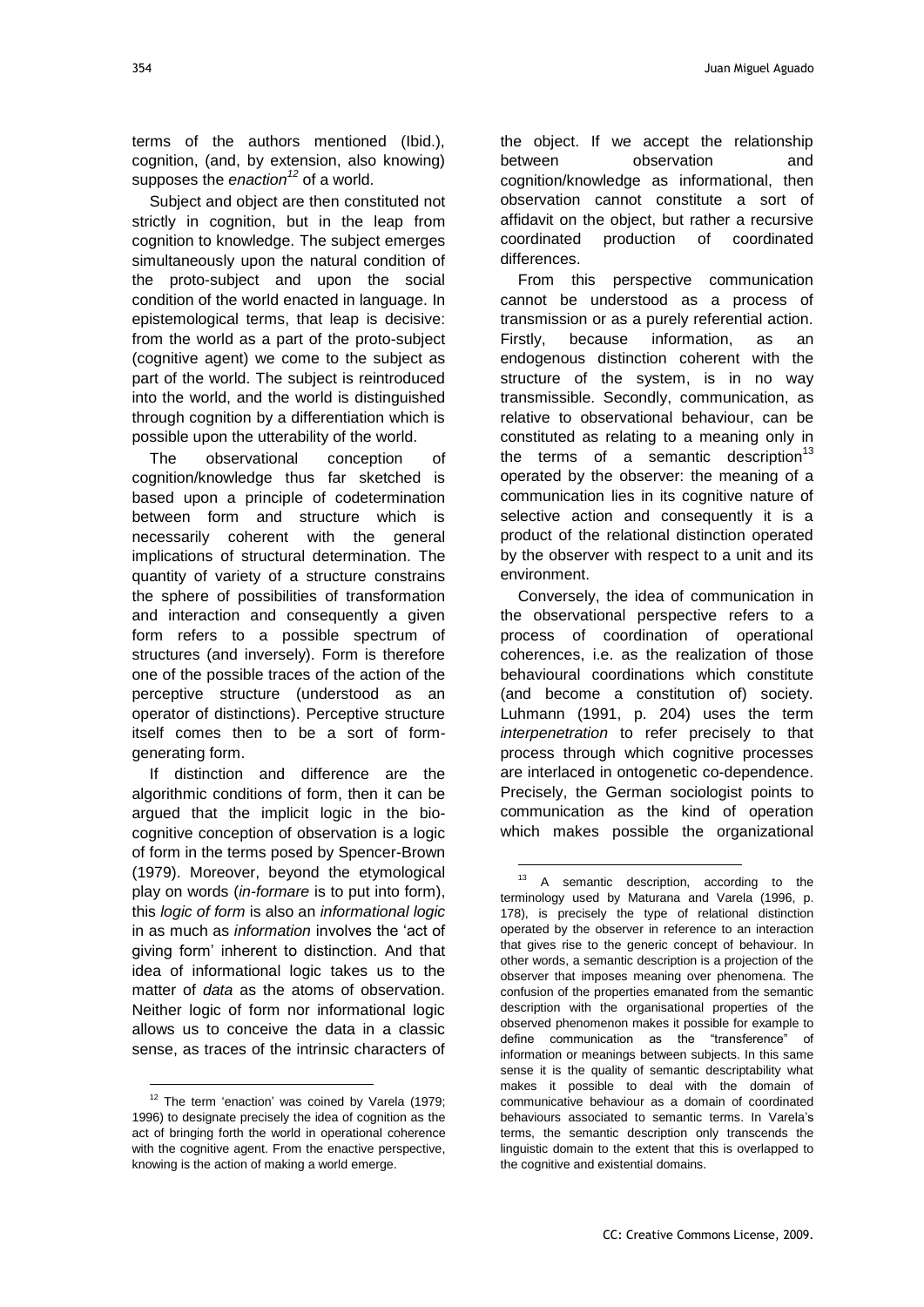terms of the authors mentioned (Ibid.), cognition, (and, by extension, also knowing) supposes the *enaction*[12] of a world.

Subject and object are then constituted not strictly in cognition, but in the leap from cognition to knowledge. The subject emerges simultaneously upon the natural condition of the proto-subject and upon the social condition of the world enacted in language. In epistemological terms, that leap is decisive: from the world as a part of the proto-subject (cognitive agent) we come to the subject as part of the world. The subject is reintroduced into the world, and the world is distinguished through cognition by a differentiation which is possible upon the utterability of the world.

The observational conception of cognition/knowledge thus far sketched is based upon a principle of codetermination between form and structure which is necessarily coherent with the general implications of structural determination. The quantity of variety of a structure constrains the sphere of possibilities of transformation and interaction and consequently a given form refers to a possible spectrum of structures (and inversely). Form is therefore one of the possible traces of the action of the perceptive structure (understood as an operator of distinctions). Perceptive structure itself comes then to be a sort of form-generating form.

If distinction and difference are the algorithmic conditions of form, then it can be argued that the implicit logic in the bio-cognitive conception of observation is a logic of form in the terms posed by Spencer-Brown (1979). Moreover, beyond the etymological play on words (*in-formare* is to put into form), this *logic of form* is also an *informational logic* in as much as *information* involves the 'act of giving form' inherent to distinction. And that idea of informational logic takes us to the matter of *data* as the atoms of observation. Neither logic of form nor informational logic allows us to conceive the data in a classic sense, as traces of the intrinsic characters of the object. If we accept the relationship between observation and cognition/knowledge as informational, then observation cannot constitute a sort of affidavit on the object, but rather a recursive coordinated production of coordinated differences.

From this perspective communication cannot be understood as a process of transmission or as a purely referential action. Firstly, because information, as an endogenous distinction coherent with the structure of the system, is in no way transmissible. Secondly, communication, as relative to observational behaviour, can be constituted as relating to a meaning only in the terms of a semantic description[13] operated by the observer: the meaning of a communication lies in its cognitive nature of selective action and consequently it is a product of the relational distinction operated by the observer with respect to a unit and its environment.

Conversely, the idea of communication in the observational perspective refers to a process of coordination of operational coherences, i.e. as the realization of those behavioural coordinations which constitute (and become a constitution of) society. Luhmann (1991, p. 204) uses the term *interpenetration* to refer precisely to that process through which cognitive processes are interlaced in ontogenetic co-dependence. Precisely, the German sociologist points to communication as the kind of operation which makes possible the organizational

---

[12] The term 'enaction' was coined by Varela (1979; 1996) to designate precisely the idea of cognition as the act of bringing forth the world in operational coherence with the cognitive agent. From the enactive perspective, knowing is the action of making a world emerge.

[13] A semantic description, according to the terminology used by Maturana and Varela (1996, p. 178), is precisely the type of relational distinction operated by the observer in reference to an interaction that gives rise to the generic concept of behaviour. In other words, a semantic description is a projection of the observer that imposes meaning over phenomena. The confusion of the properties emanated from the semantic description with the organisational properties of the observed phenomenon makes it possible for example to define communication as the "transference" of information or meanings between subjects. In this same sense it is the quality of semantic descriptability what makes it possible to deal with the domain of communicative behaviour as a domain of coordinated behaviours associated to semantic terms. In Varela's terms, the semantic description only transcends the linguistic domain to the extent that this is overlapped to the cognitive and existential domains.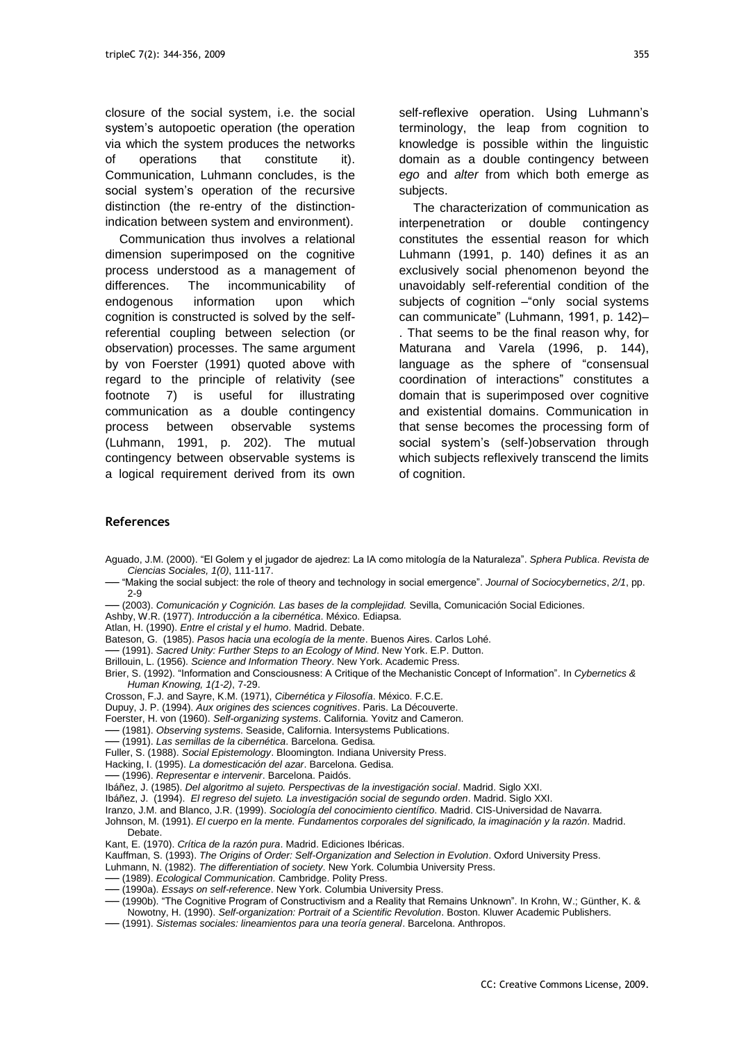closure of the social system, i.e. the social system's autopoetic operation (the operation via which the system produces the networks of operations that constitute it). Communication, Luhmann concludes, is the social system's operation of the recursive distinction (the re-entry of the distinction-indication between system and environment).

Communication thus involves a relational dimension superimposed on the cognitive process understood as a management of differences. The incommunicability of endogenous information upon which cognition is constructed is solved by the self-referential coupling between selection (or observation) processes. The same argument by von Foerster (1991) quoted above with regard to the principle of relativity (see footnote 7) is useful for illustrating communication as a double contingency process between observable systems (Luhmann, 1991, p. 202). The mutual contingency between observable systems is a logical requirement derived from its own self-reflexive operation. Using Luhmann's terminology, the leap from cognition to knowledge is possible within the linguistic domain as a double contingency between *ego* and *alter* from which both emerge as subjects.

The characterization of communication as interpenetration or double contingency constitutes the essential reason for which Luhmann (1991, p. 140) defines it as an exclusively social phenomenon beyond the unavoidably self-referential condition of the subjects of cognition –"only social systems can communicate" (Luhmann, 1991, p. 142)–. That seems to be the final reason why, for Maturana and Varela (1996, p. 144), language as the sphere of "consensual coordination of interactions" constitutes a domain that is superimposed over cognitive and existential domains. Communication in that sense becomes the processing form of social system's (self-)observation through which subjects reflexively transcend the limits of cognition.

## References

Aguado, J.M. (2000). "El Golem y el jugador de ajedrez: La IA como mitología de la Naturaleza". *Sphera Publica*. *Revista de Ciencias Sociales, 1(0)*, 111-117.

── "Making the social subject: the role of theory and technology in social emergence". *Journal of Sociocybernetics*, *2/1*, pp. 2-9

── (2003). *Comunicación y Cognición. Las bases de la complejidad.* Sevilla, Comunicación Social Ediciones.

Ashby, W.R. (1977). *Introducción a la cibernética*. México. Ediapsa.

Atlan, H. (1990). *Entre el cristal y el humo*. Madrid. Debate.

Bateson, G. (1985). *Pasos hacia una ecología de la mente*. Buenos Aires. Carlos Lohé.

── (1991). *Sacred Unity: Further Steps to an Ecology of Mind*. New York. E.P. Dutton.

Brillouin, L. (1956). *Science and Information Theory*. New York. Academic Press.

Brier, S. (1992). "Information and Consciousness: A Critique of the Mechanistic Concept of Information". In *Cybernetics & Human Knowing, 1(1-2)*, 7-29.

Crosson, F.J. and Sayre, K.M. (1971), *Cibernética y Filosofía*. México. F.C.E.

Dupuy, J. P. (1994). *Aux origines des sciences cognitives*. Paris. La Découverte.

Foerster, H. von (1960). *Self-organizing systems*. California. Yovitz and Cameron.

── (1981). *Observing systems*. Seaside, California. Intersystems Publications.

── (1991). *Las semillas de la cibernética*. Barcelona. Gedisa.

Fuller, S. (1988). *Social Epistemology*. Bloomington. Indiana University Press.

Hacking, I. (1995). *La domesticación del azar*. Barcelona. Gedisa.

── (1996). *Representar e intervenir*. Barcelona. Paidós.

Ibáñez, J. (1985). *Del algoritmo al sujeto. Perspectivas de la investigación social*. Madrid. Siglo XXI.

Ibáñez, J. (1994). *El regreso del sujeto. La investigación social de segundo orden*. Madrid. Siglo XXI.

Iranzo, J.M. and Blanco, J.R. (1999). *Sociología del conocimiento científico*. Madrid. CIS-Universidad de Navarra.

Johnson, M. (1991). *El cuerpo en la mente. Fundamentos corporales del significado, la imaginación y la razón*. Madrid. Debate.

Kant, E. (1970). *Crítica de la razón pura*. Madrid. Ediciones Ibéricas.

Kauffman, S. (1993). *The Origins of Order: Self-Organization and Selection in Evolution*. Oxford University Press.

Luhmann, N. (1982). *The differentiation of society*. New York. Columbia University Press.

── (1989). *Ecological Communication.* Cambridge. Polity Press.

── (1990a). *Essays on self-reference*. New York. Columbia University Press.

── (1990b). "The Cognitive Program of Constructivism and a Reality that Remains Unknown". In Krohn, W.; Günther, K. & Nowotny, H. (1990). *Self-organization: Portrait of a Scientific Revolution*. Boston. Kluwer Academic Publishers.

── (1991). *Sistemas sociales: lineamientos para una teoría general*. Barcelona. Anthropos.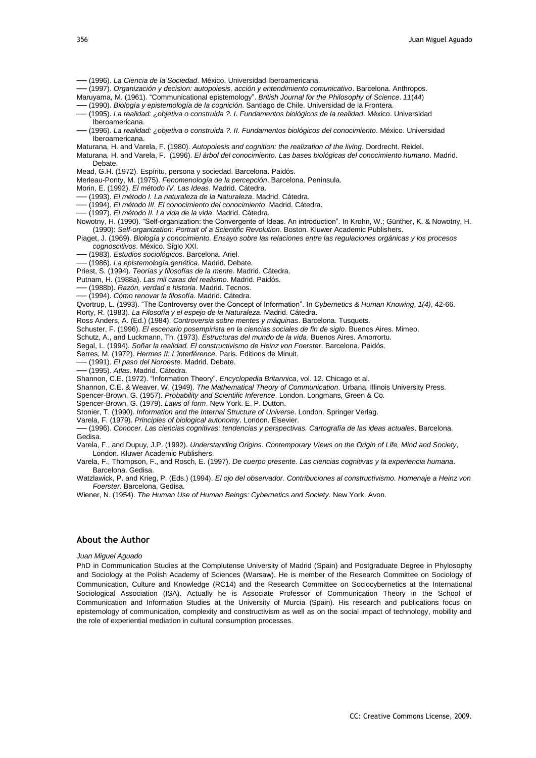—— (1996). *La Ciencia de la Sociedad*. México. Universidad Iberoamericana.

—— (1997). *Organización y decision: autopoiesis, acción y entendimiento comunicativo*. Barcelona. Anthropos.

Maruyama, M. (1961). "Communicational epistemology". *British Journal for the Philosophy of Science*. *11*(*44*)

—— (1990). *Biología y epistemología de la cognición*. Santiago de Chile. Universidad de la Frontera.

—— (1995). *La realidad: ¿objetiva o construida ?. I. Fundamentos biológicos de la realidad*. México. Universidad Iberoamericana.

—— (1996). *La realidad: ¿objetiva o construida ?. II. Fundamentos biológicos del conocimiento*. México. Universidad Iberoamericana.

Maturana, H. and Varela, F. (1980). *Autopoiesis and cognition: the realization of the living*. Dordrecht. Reidel.

Maturana, H. and Varela, F. (1996). *El árbol del conocimiento. Las bases biológicas del conocimiento humano*. Madrid. Debate.

Mead, G.H. (1972). Espíritu, persona y sociedad. Barcelona. Paidós.

Merleau-Ponty, M. (1975). *Fenomenología de la percepción*. Barcelona. Península.

Morin, E. (1992). *El método IV. Las Ideas*. Madrid. Cátedra.

—— (1993). *El método I. La naturaleza de la Naturaleza*. Madrid. Cátedra.

—— (1994). *El método III. El conocimiento del conocimiento*. Madrid. Cátedra.

—— (1997). *El método II. La vida de la vida*. Madrid. Cátedra.

Nowotny, H. (1990). "Self-organization: the Convergente of Ideas. An introduction". In Krohn, W.; Günther, K. & Nowotny, H. (1990): *Self-organization: Portrait of a Scientific Revolution*. Boston. Kluwer Academic Publishers.

Piaget, J. (1969). *Biología y conocimiento. Ensayo sobre las relaciones entre las regulaciones orgánicas y los procesos cognoscitivos*. México. Siglo XXI.

—— (1983). *Estudios sociológicos*. Barcelona. Ariel.

—— (1986). *La epistemología genética*. Madrid. Debate.

Priest, S. (1994). *Teorías y filosofías de la mente*. Madrid. Cátedra.

Putnam, H. (1988a). *Las mil caras del realismo*. Madrid. Paidós.

—— (1988b). *Razón, verdad e historia*. Madrid. Tecnos.

—— (1994). *Cómo renovar la filosofía*. Madrid. Cátedra.

Qvortrup, L. (1993). "The Controversy over the Concept of Information". In *Cybernetics & Human Knowing*, *1(4)*, 42-66.

Rorty, R. (1983). *La Filosofía y el espejo de la Naturaleza*. Madrid. Cátedra.

Ross Anders, A. (Ed.) (1984). *Controversia sobre mentes y máquinas*. Barcelona. Tusquets.

Schuster, F. (1996). *El escenario posempirista en la ciencias sociales de fin de siglo*. Buenos Aires. Mimeo.

Schutz, A., and Luckmann, Th. (1973). *Estructuras del mundo de la vida*. Buenos Aires. Amorrortu.

Segal, L. (1994). *Soñar la realidad. El constructivismo de Heinz von Foerster*. Barcelona. Paidós.

Serres, M. (1972). *Hermes II: L'interférence*. Paris. Editions de Minuit.

—— (1991). *El paso del Noroeste*. Madrid. Debate.

—— (1995). *Atlas*. Madrid. Cátedra.

Shannon, C.E. (1972). "Information Theory". *Encyclopedia Britannica*, vol. 12. Chicago et al.

Shannon, C.E. & Weaver, W. (1949). *The Mathematical Theory of Communication*. Urbana. Illinois University Press.

Spencer-Brown, G. (1957). *Probability and Scientific Inference*. London. Longmans, Green & Co.

Spencer-Brown, G. (1979). *Laws of form*. New York. E. P. Dutton.

Stonier, T. (1990). *Information and the Internal Structure of Universe*. London. Springer Verlag.

Varela, F. (1979). *Principles of biological autonomy*. London. Elsevier.

—— (1996). *Conocer. Las ciencias cognitivas: tendencias y perspectivas. Cartografía de las ideas actuales*. Barcelona. Gedisa.

Varela, F., and Dupuy, J.P. (1992). *Understanding Origins. Contemporary Views on the Origin of Life, Mind and Society*, London. Kluwer Academic Publishers.

Varela, F., Thompson, F., and Rosch, E. (1997). *De cuerpo presente. Las ciencias cognitivas y la experiencia humana*. Barcelona. Gedisa.

Watzlawick, P. and Krieg, P. (Eds.) (1994). *El ojo del observador. Contribuciones al constructivismo. Homenaje a Heinz von Foerster*. Barcelona, Gedisa.

Wiener, N. (1954). *The Human Use of Human Beings: Cybernetics and Society.* New York. Avon.

## About the Author

*Juan Miguel Aguado*

PhD in Communication Studies at the Complutense University of Madrid (Spain) and Postgraduate Degree in Phylosophy and Sociology at the Polish Academy of Sciences (Warsaw). He is member of the Research Committee on Sociology of Communication, Culture and Knowledge (RC14) and the Research Committee on Sociocybernetics at the International Sociological Association (ISA). Actually he is Associate Professor of Communication Theory in the School of Communication and Information Studies at the University of Murcia (Spain). His research and publications focus on epistemology of communication, complexity and constructivism as well as on the social impact of technology, mobility and the role of experiential mediation in cultural consumption processes.

CC: Creative Commons License, 2009.